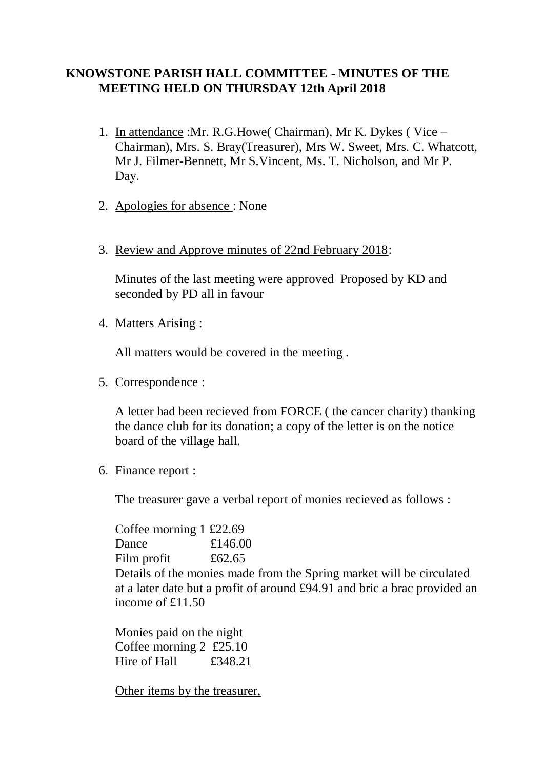# KNOWSTONE PARISH HALL COMMITTEE - MINUTES OF THE MEETING HELD ON THURSDAY 12th April 2018

1. <u>In attendance</u> :Mr. R.G.Howe( Chairman), Mr K. Dykes ( Vice – Chairman), Mrs. S. Bray(Treasurer), Mrs W. Sweet, Mrs. C. Whatcott, Mr J. Filmer-Bennett, Mr S.Vincent, Ms. T. Nicholson, and Mr P. Day.

2. <u>Apologies for absence</u> : None

3. <u>Review and Approve minutes of 22nd February 2018</u>:

   Minutes of the last meeting were approved Proposed by KD and seconded by PD all in favour

4. <u>Matters Arising :</u>

   All matters would be covered in the meeting .

5. <u>Correspondence :</u>

   A letter had been recieved from FORCE ( the cancer charity) thanking the dance club for its donation; a copy of the letter is on the notice board of the village hall.

6. <u>Finance report :</u>

   The treasurer gave a verbal report of monies recieved as follows :

   Coffee morning 1 £22.69
   Dance £146.00
   Film profit £62.65
   Details of the monies made from the Spring market will be circulated at a later date but a profit of around £94.91 and bric a brac provided an income of £11.50

   Monies paid on the night
   Coffee morning 2 £25.10
   Hire of Hall £348.21

   <u>Other items by the treasurer,</u>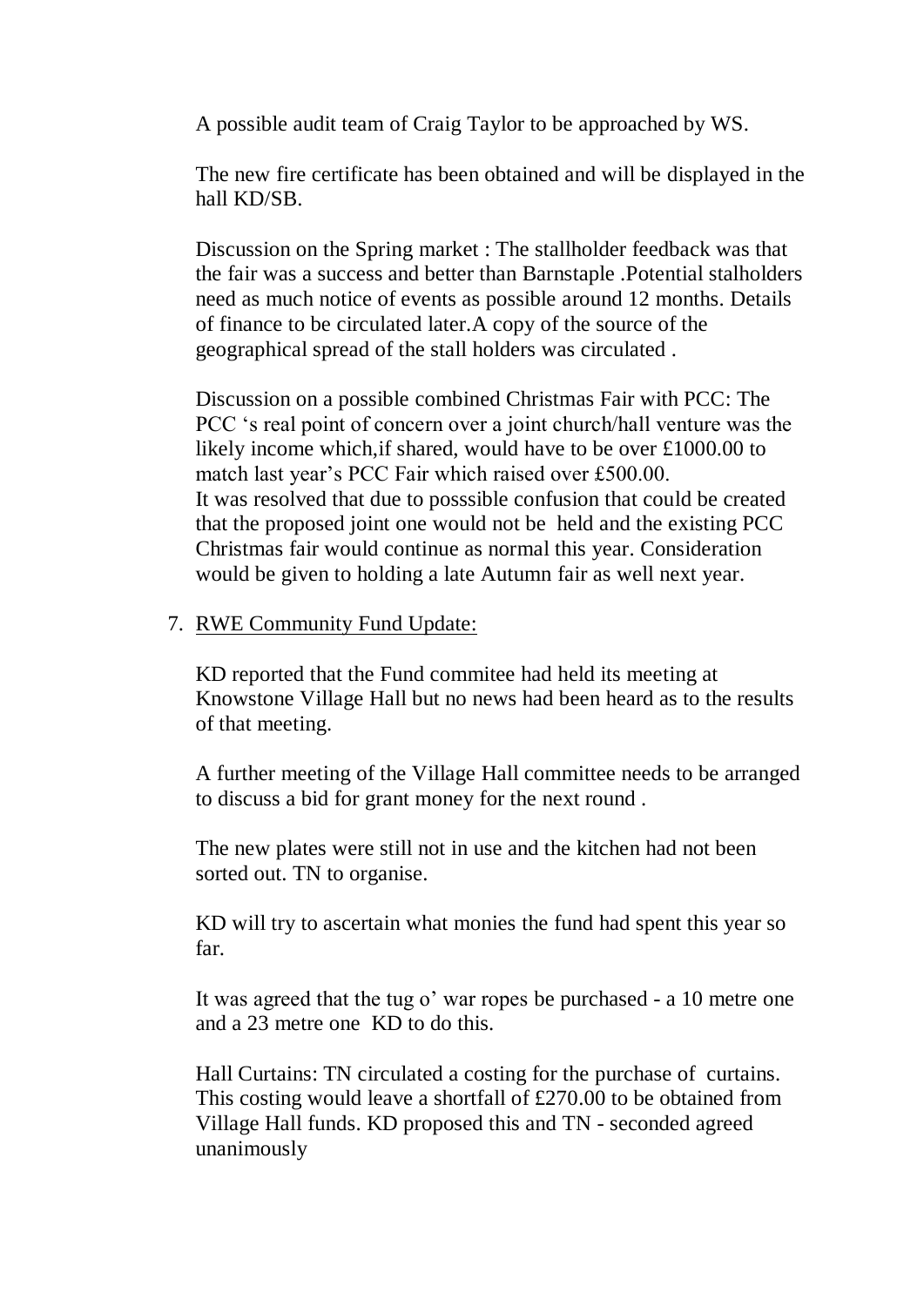A possible audit team of Craig Taylor to be approached by WS.

The new fire certificate has been obtained and will be displayed in the hall KD/SB.

Discussion on the Spring market : The stallholder feedback was that the fair was a success and better than Barnstaple .Potential stalholders need as much notice of events as possible around 12 months. Details of finance to be circulated later.A copy of the source of the geographical spread of the stall holders was circulated .

Discussion on a possible combined Christmas Fair with PCC: The PCC 's real point of concern over a joint church/hall venture was the likely income which,if shared, would have to be over £1000.00 to match last year's PCC Fair which raised over £500.00.
It was resolved that due to posssible confusion that could be created that the proposed joint one would not be held and the existing PCC Christmas fair would continue as normal this year. Consideration would be given to holding a late Autumn fair as well next year.

7. RWE Community Fund Update:

KD reported that the Fund commitee had held its meeting at Knowstone Village Hall but no news had been heard as to the results of that meeting.

A further meeting of the Village Hall committee needs to be arranged to discuss a bid for grant money for the next round .

The new plates were still not in use and the kitchen had not been sorted out. TN to organise.

KD will try to ascertain what monies the fund had spent this year so far.

It was agreed that the tug o' war ropes be purchased - a 10 metre one and a 23 metre one KD to do this.

Hall Curtains: TN circulated a costing for the purchase of curtains. This costing would leave a shortfall of £270.00 to be obtained from Village Hall funds. KD proposed this and TN - seconded agreed unanimously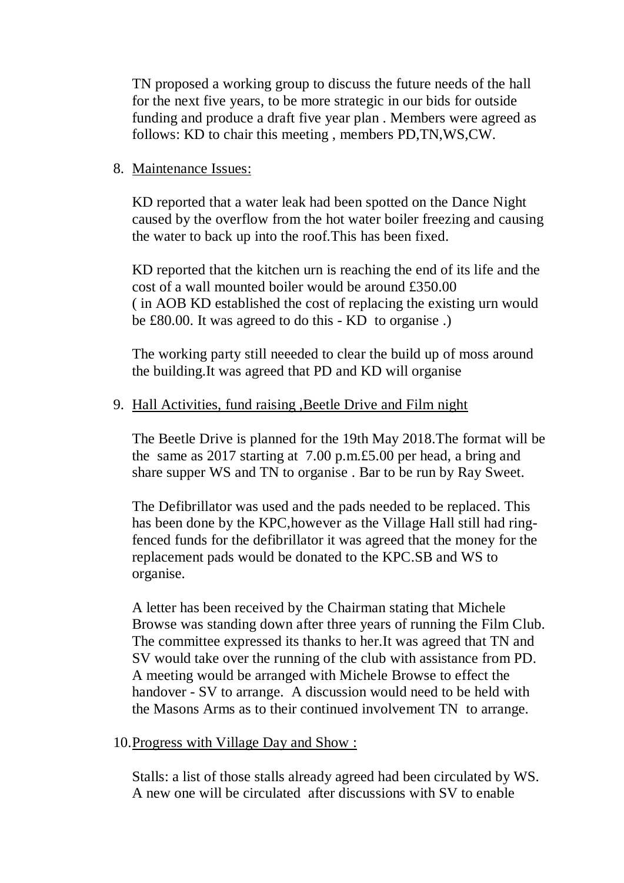TN proposed a working group to discuss the future needs of the hall for the next five years, to be more strategic in our bids for outside funding and produce a draft five year plan . Members were agreed as follows: KD to chair this meeting , members PD,TN,WS,CW.

8. Maintenance Issues:

   KD reported that a water leak had been spotted on the Dance Night caused by the overflow from the hot water boiler freezing and causing the water to back up into the roof.This has been fixed.

   KD reported that the kitchen urn is reaching the end of its life and the cost of a wall mounted boiler would be around £350.00 ( in AOB KD established the cost of replacing the existing urn would be £80.00. It was agreed to do this - KD to organise .)

   The working party still neeeded to clear the build up of moss around the building.It was agreed that PD and KD will organise

9. Hall Activities, fund raising ,Beetle Drive and Film night

   The Beetle Drive is planned for the 19th May 2018.The format will be the same as 2017 starting at 7.00 p.m.£5.00 per head, a bring and share supper WS and TN to organise . Bar to be run by Ray Sweet.

   The Defibrillator was used and the pads needed to be replaced. This has been done by the KPC,however as the Village Hall still had ring-fenced funds for the defibrillator it was agreed that the money for the replacement pads would be donated to the KPC.SB and WS to organise.

   A letter has been received by the Chairman stating that Michele Browse was standing down after three years of running the Film Club. The committee expressed its thanks to her.It was agreed that TN and SV would take over the running of the club with assistance from PD. A meeting would be arranged with Michele Browse to effect the handover - SV to arrange. A discussion would need to be held with the Masons Arms as to their continued involvement TN to arrange.

10. Progress with Village Day and Show :

    Stalls: a list of those stalls already agreed had been circulated by WS. A new one will be circulated after discussions with SV to enable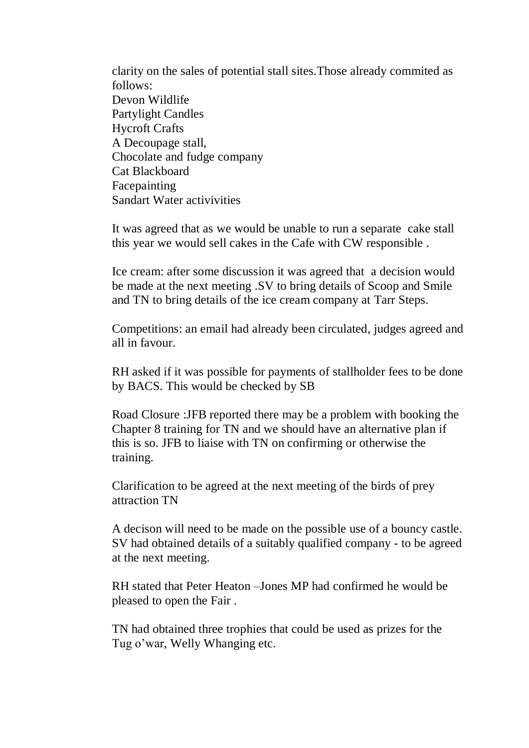clarity on the sales of potential stall sites.Those already commited as follows:
Devon Wildlife
Partylight Candles
Hycroft Crafts
A Decoupage stall,
Chocolate and fudge company
Cat Blackboard
Facepainting
Sandart Water activivities

It was agreed that as we would be unable to run a separate cake stall this year we would sell cakes in the Cafe with CW responsible .

Ice cream: after some discussion it was agreed that a decision would be made at the next meeting .SV to bring details of Scoop and Smile and TN to bring details of the ice cream company at Tarr Steps.

Competitions: an email had already been circulated, judges agreed and all in favour.

RH asked if it was possible for payments of stallholder fees to be done by BACS. This would be checked by SB

Road Closure :JFB reported there may be a problem with booking the Chapter 8 training for TN and we should have an alternative plan if this is so. JFB to liaise with TN on confirming or otherwise the training.

Clarification to be agreed at the next meeting of the birds of prey attraction TN

A decison will need to be made on the possible use of a bouncy castle. SV had obtained details of a suitably qualified company - to be agreed at the next meeting.

RH stated that Peter Heaton –Jones MP had confirmed he would be pleased to open the Fair .

TN had obtained three trophies that could be used as prizes for the Tug o'war, Welly Whanging etc.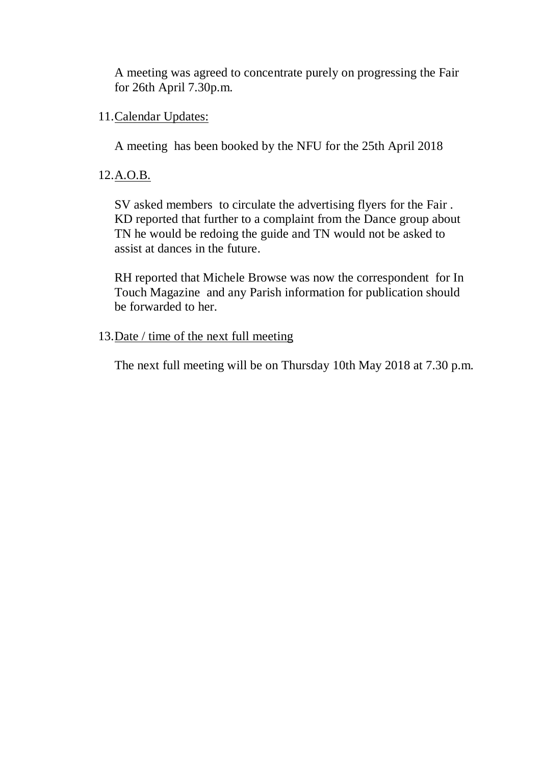A meeting was agreed to concentrate purely on progressing the Fair for 26th April 7.30p.m.

11. Calendar Updates:

A meeting has been booked by the NFU for the 25th April 2018

12. A.O.B.

SV asked members to circulate the advertising flyers for the Fair . KD reported that further to a complaint from the Dance group about TN he would be redoing the guide and TN would not be asked to assist at dances in the future.

RH reported that Michele Browse was now the correspondent for In Touch Magazine and any Parish information for publication should be forwarded to her.

13. Date / time of the next full meeting

The next full meeting will be on Thursday 10th May 2018 at 7.30 p.m.